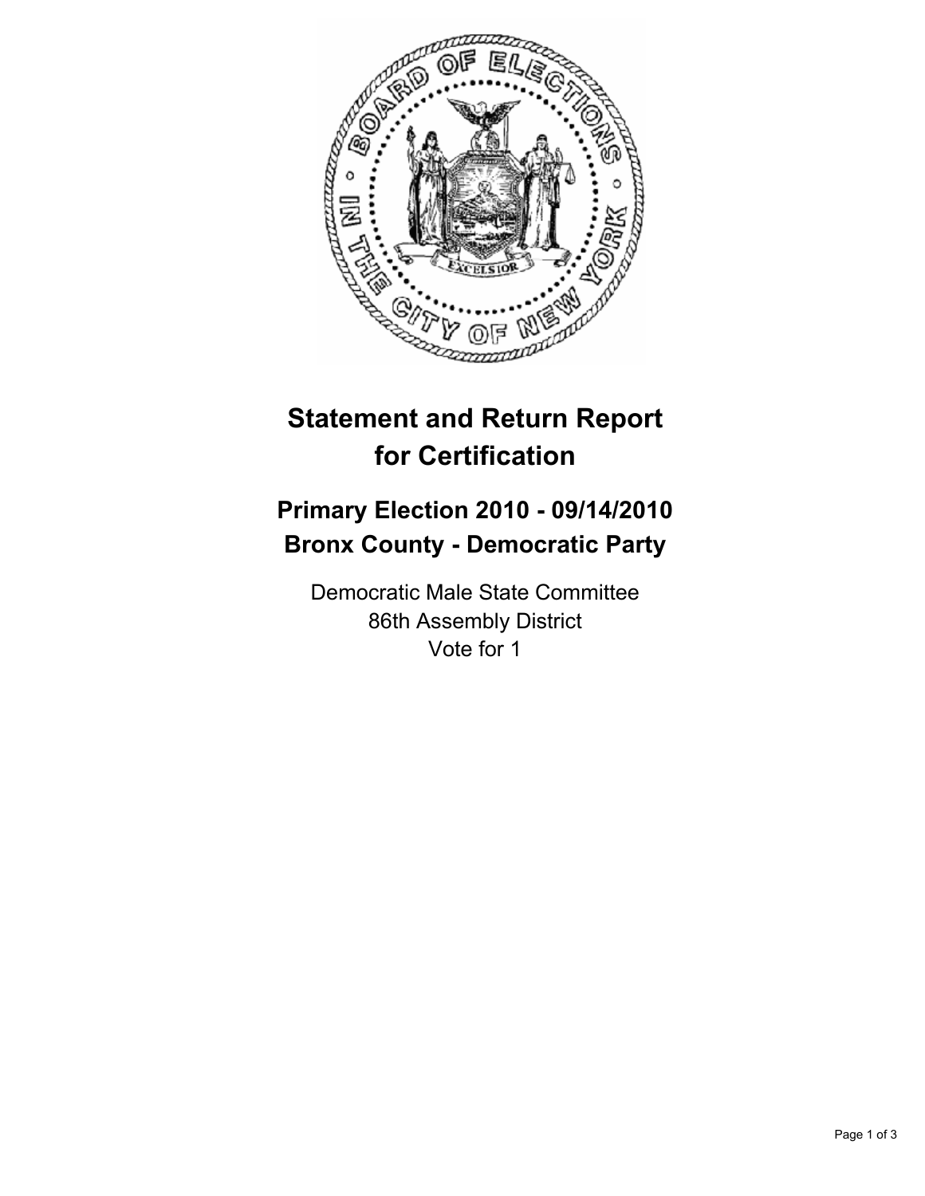# Statement and Return Report for Certification

## Primary Election 2010 - 09/14/2010
## Bronx County - Democratic Party

Democratic Male State Committee
86th Assembly District
Vote for 1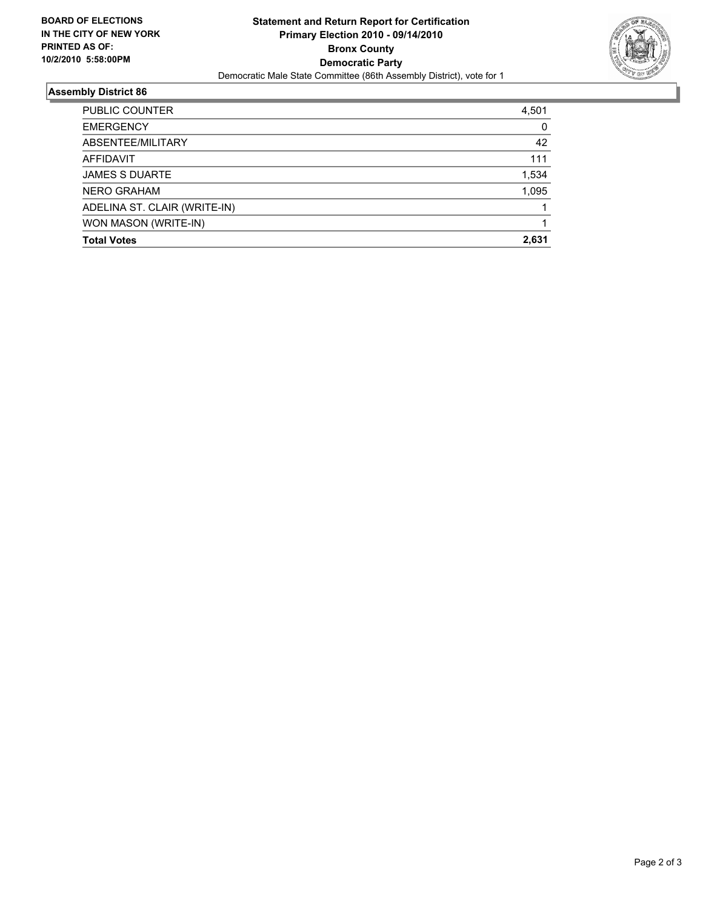**BOARD OF ELECTIONS IN THE CITY OF NEW YORK PRINTED AS OF: 10/2/2010 5:58:00PM**

**Statement and Return Report for Certification**
**Primary Election 2010 - 09/14/2010**
**Bronx County**
**Democratic Party**
Democratic Male State Committee (86th Assembly District), vote for 1

## Assembly District 86

| | |
|---|---|
| PUBLIC COUNTER | 4,501 |
| EMERGENCY | 0 |
| ABSENTEE/MILITARY | 42 |
| AFFIDAVIT | 111 |
| JAMES S DUARTE | 1,534 |
| NERO GRAHAM | 1,095 |
| ADELINA ST. CLAIR (WRITE-IN) | 1 |
| WON MASON (WRITE-IN) | 1 |
| **Total Votes** | **2,631** |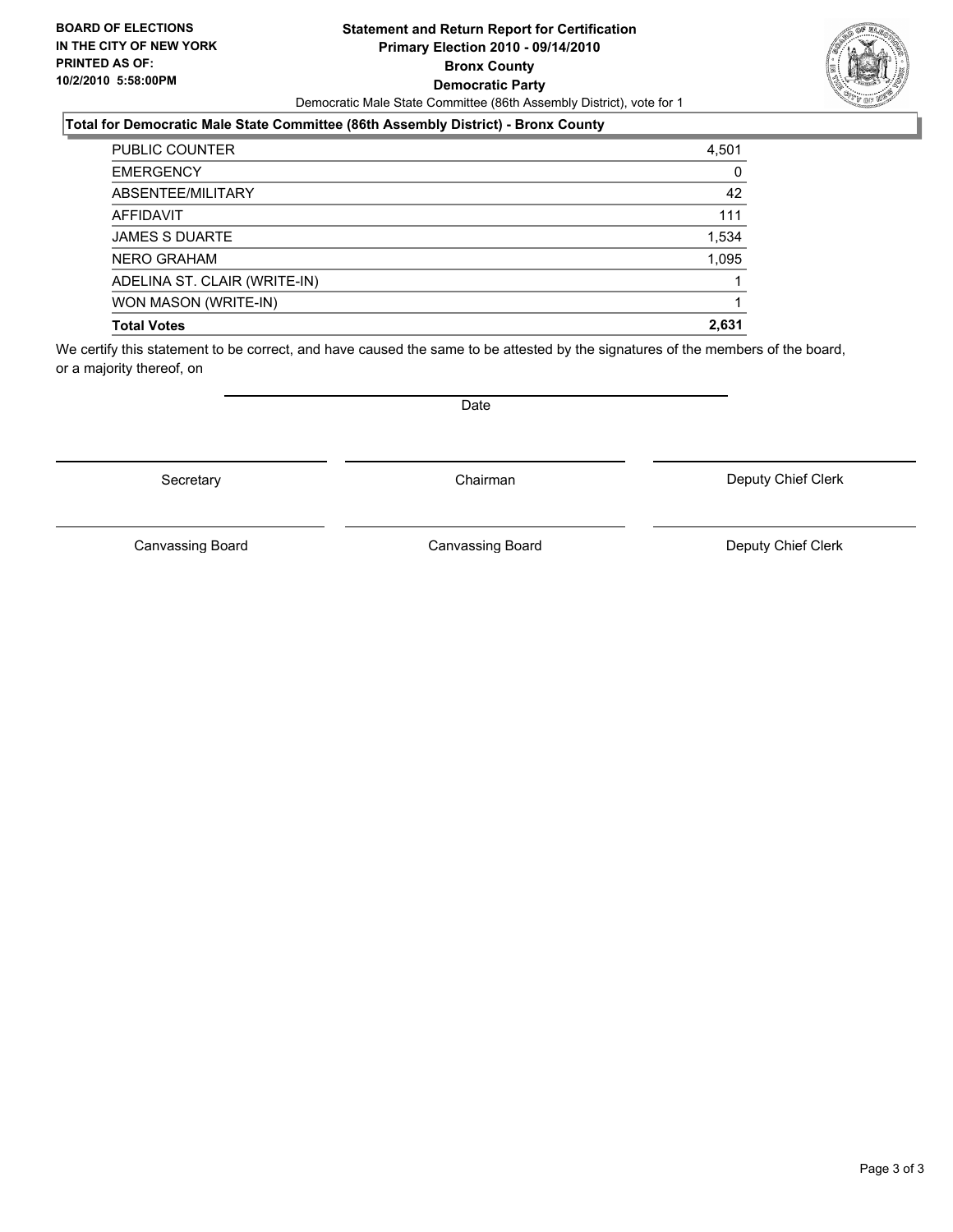**BOARD OF ELECTIONS IN THE CITY OF NEW YORK PRINTED AS OF: 10/2/2010 5:58:00PM**

# Statement and Return Report for Certification
## Primary Election 2010 - 09/14/2010
## Bronx County
## Democratic Party

Democratic Male State Committee (86th Assembly District), vote for 1

**Total for Democratic Male State Committee (86th Assembly District) - Bronx County**

| | |
|---|---|
| PUBLIC COUNTER | 4,501 |
| EMERGENCY | 0 |
| ABSENTEE/MILITARY | 42 |
| AFFIDAVIT | 111 |
| JAMES S DUARTE | 1,534 |
| NERO GRAHAM | 1,095 |
| ADELINA ST. CLAIR (WRITE-IN) | 1 |
| WON MASON (WRITE-IN) | 1 |
| **Total Votes** | **2,631** |

We certify this statement to be correct, and have caused the same to be attested by the signatures of the members of the board, or a majority thereof, on

Date

Secretary

Chairman

Deputy Chief Clerk

Canvassing Board

Canvassing Board

Deputy Chief Clerk